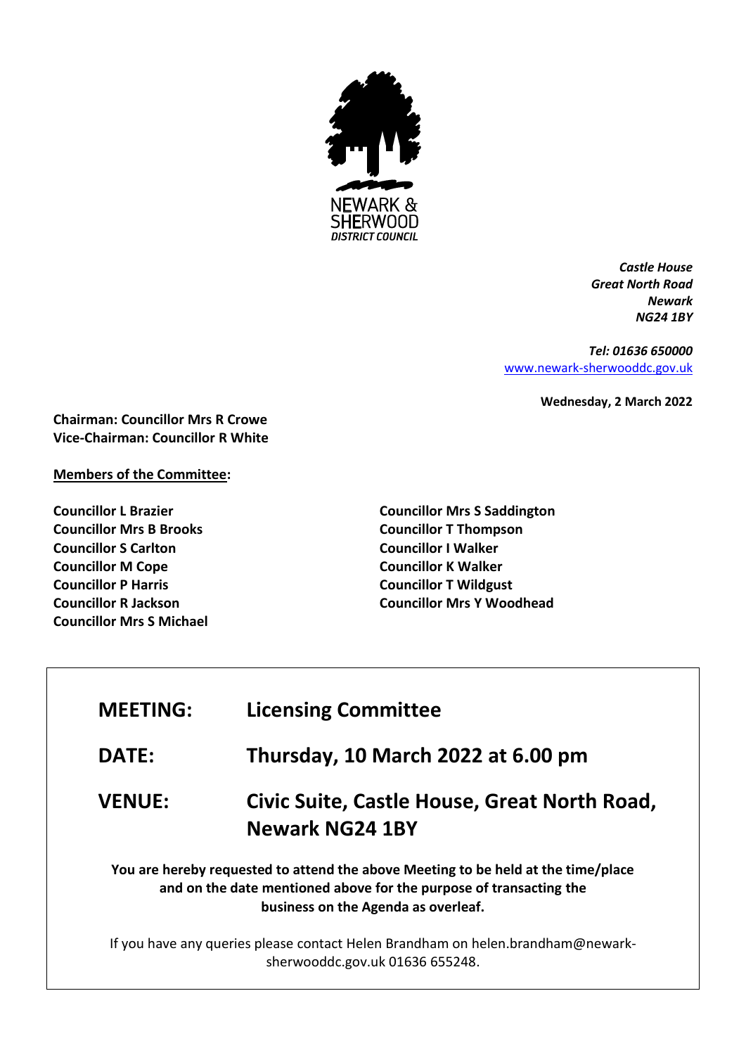NEWARK & SHERWOOD DISTRICT COUNCIL

*Castle House*
*Great North Road*
*Newark*
*NG24 1BY*

*Tel: 01636 650000*
www.newark-sherwooddc.gov.uk

**Wednesday, 2 March 2022**

**Chairman: Councillor Mrs R Crowe**
**Vice-Chairman: Councillor R White**

**Members of the Committee:**

**Councillor L Brazier**
**Councillor Mrs B Brooks**
**Councillor S Carlton**
**Councillor M Cope**
**Councillor P Harris**
**Councillor R Jackson**
**Councillor Mrs S Michael**
**Councillor Mrs S Saddington**
**Councillor T Thompson**
**Councillor I Walker**
**Councillor K Walker**
**Councillor T Wildgust**
**Councillor Mrs Y Woodhead**

| | |
|---|---|
| **MEETING:** | **Licensing Committee** |
| **DATE:** | **Thursday, 10 March 2022 at 6.00 pm** |
| **VENUE:** | **Civic Suite, Castle House, Great North Road, Newark NG24 1BY** |

**You are hereby requested to attend the above Meeting to be held at the time/place and on the date mentioned above for the purpose of transacting the business on the Agenda as overleaf.**

If you have any queries please contact Helen Brandham on helen.brandham@newark-sherwooddc.gov.uk 01636 655248.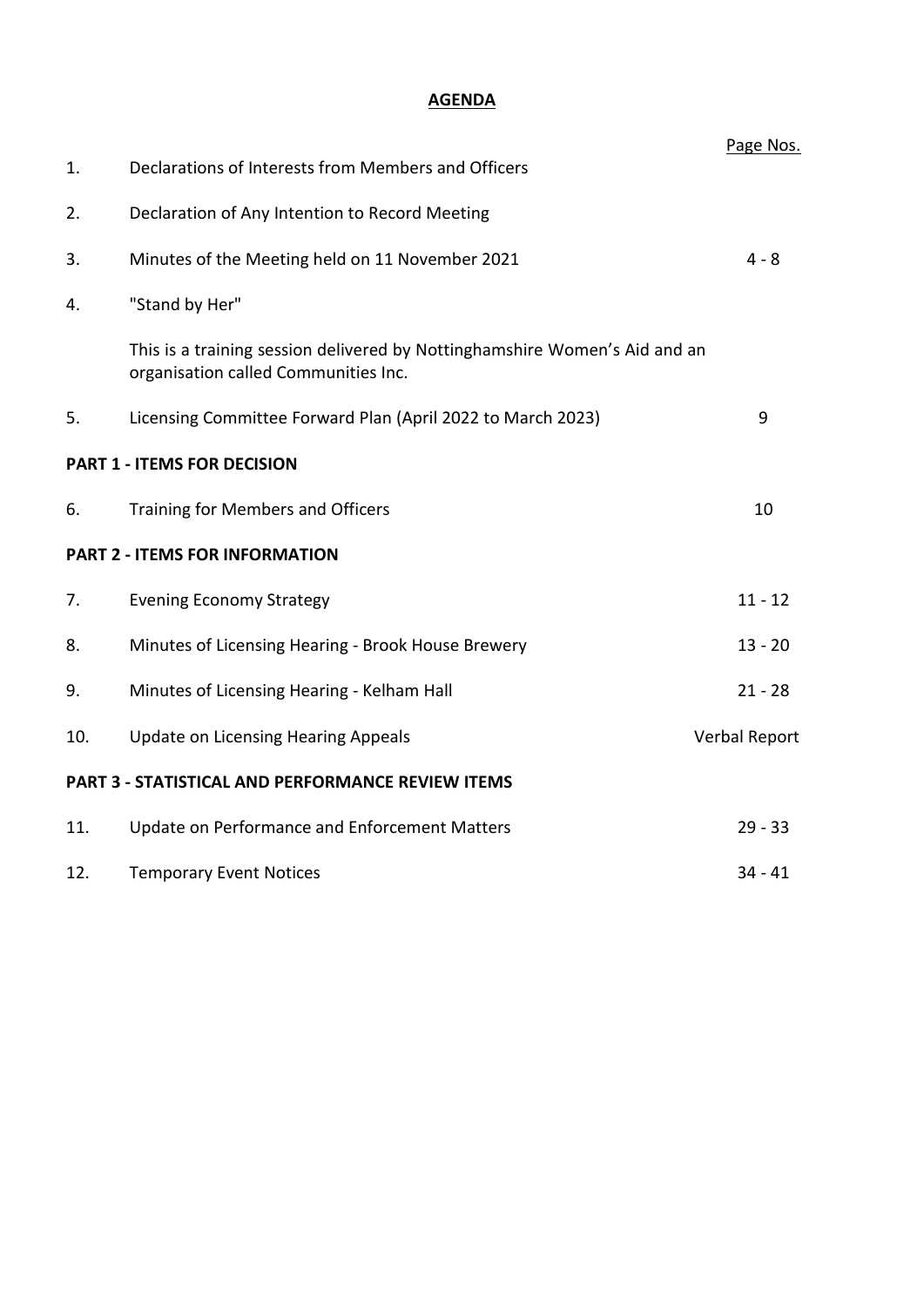# AGENDA

| | | Page Nos. |
|---|---|---|
| 1. | Declarations of Interests from Members and Officers | |
| 2. | Declaration of Any Intention to Record Meeting | |
| 3. | Minutes of the Meeting held on 11 November 2021 | 4 - 8 |
| 4. | "Stand by Her"<br><br>This is a training session delivered by Nottinghamshire Women's Aid and an organisation called Communities Inc. | |
| 5. | Licensing Committee Forward Plan (April 2022 to March 2023) | 9 |
| **PART 1 - ITEMS FOR DECISION** | | |
| 6. | Training for Members and Officers | 10 |
| **PART 2 - ITEMS FOR INFORMATION** | | |
| 7. | Evening Economy Strategy | 11 - 12 |
| 8. | Minutes of Licensing Hearing - Brook House Brewery | 13 - 20 |
| 9. | Minutes of Licensing Hearing - Kelham Hall | 21 - 28 |
| 10. | Update on Licensing Hearing Appeals | Verbal Report |
| **PART 3 - STATISTICAL AND PERFORMANCE REVIEW ITEMS** | | |
| 11. | Update on Performance and Enforcement Matters | 29 - 33 |
| 12. | Temporary Event Notices | 34 - 41 |